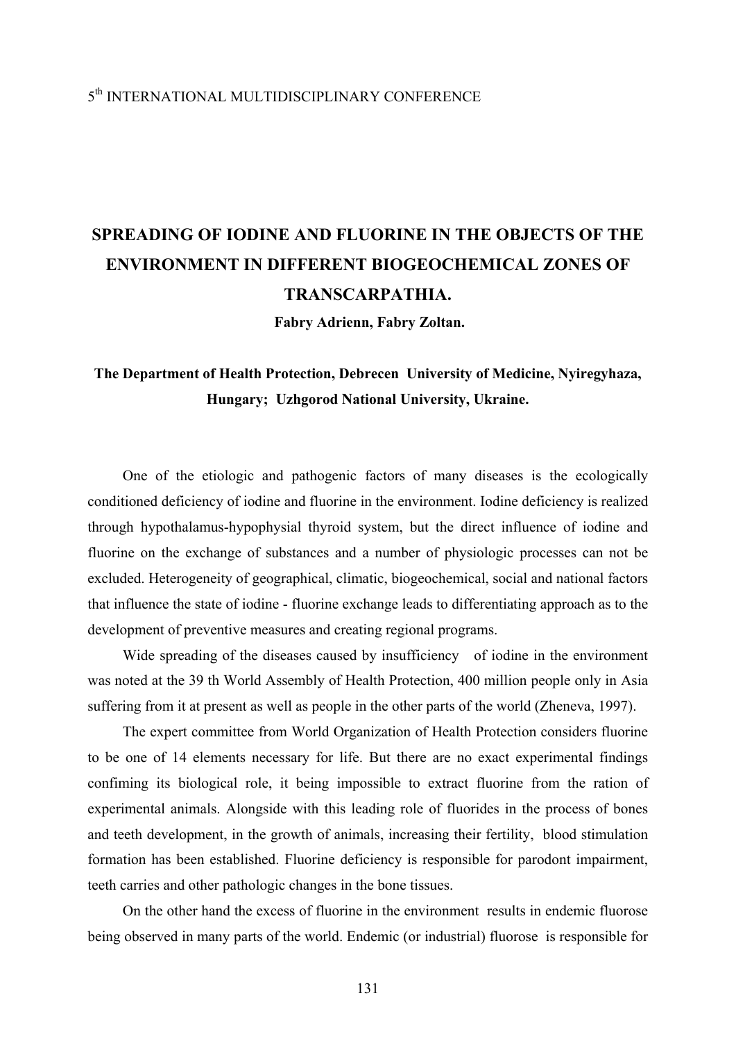5th INTERNATIONAL MULTIDISCIPLINARY CONFERENCE

# SPREADING OF IODINE AND FLUORINE IN THE OBJECTS OF THE ENVIRONMENT IN DIFFERENT BIOGEOCHEMICAL ZONES OF TRANSCARPATHIA.

**Fabry Adrienn, Fabry Zoltan.**

**The Department of Health Protection, Debrecen University of Medicine, Nyiregyhaza, Hungary; Uzhgorod National University, Ukraine.**

One of the etiologic and pathogenic factors of many diseases is the ecologically conditioned deficiency of iodine and fluorine in the environment. Iodine deficiency is realized through hypothalamus-hypophysial thyroid system, but the direct influence of iodine and fluorine on the exchange of substances and a number of physiologic processes can not be excluded. Heterogeneity of geographical, climatic, biogeochemical, social and national factors that influence the state of iodine - fluorine exchange leads to differentiating approach as to the development of preventive measures and creating regional programs.

Wide spreading of the diseases caused by insufficiency of iodine in the environment was noted at the 39 th World Assembly of Health Protection, 400 million people only in Asia suffering from it at present as well as people in the other parts of the world (Zheneva, 1997).

The expert committee from World Organization of Health Protection considers fluorine to be one of 14 elements necessary for life. But there are no exact experimental findings confiming its biological role, it being impossible to extract fluorine from the ration of experimental animals. Alongside with this leading role of fluorides in the process of bones and teeth development, in the growth of animals, increasing their fertility, blood stimulation formation has been established. Fluorine deficiency is responsible for parodont impairment, teeth carries and other pathologic changes in the bone tissues.

On the other hand the excess of fluorine in the environment results in endemic fluorose being observed in many parts of the world. Endemic (or industrial) fluorose is responsible for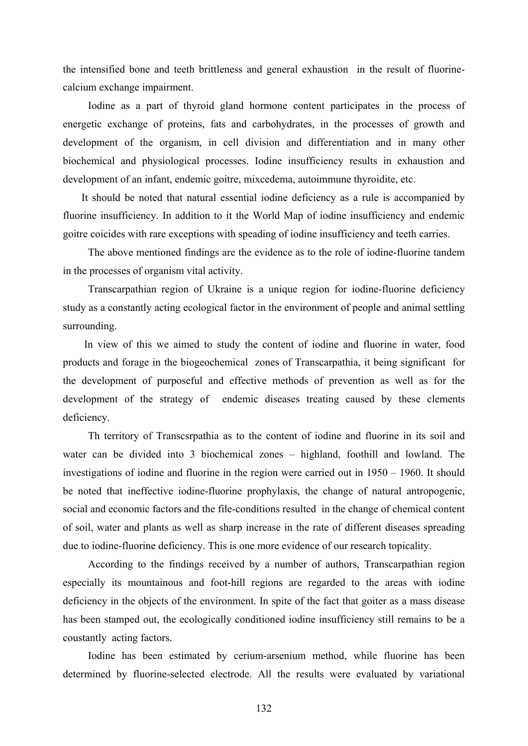the intensified bone and teeth brittleness and general exhaustion in the result of fluorine-calcium exchange impairment.

Iodine as a part of thyroid gland hormone content participates in the process of energetic exchange of proteins, fats and carbohydrates, in the processes of growth and development of the organism, in cell division and differentiation and in many other biochemical and physiological processes. Iodine insufficiency results in exhaustion and development of an infant, endemic goitre, mixcedema, autoimmune thyroidite, etc.

It should be noted that natural essential iodine deficiency as a rule is accompanied by fluorine insufficiency. In addition to it the World Map of iodine insufficiency and endemic goitre coicides with rare exceptions with speading of iodine insufficiency and teeth carries.

The above mentioned findings are the evidence as to the role of iodine-fluorine tandem in the processes of organism vital activity.

Transcarpathian region of Ukraine is a unique region for iodine-fluorine deficiency study as a constantly acting ecological factor in the environment of people and animal settling surrounding.

In view of this we aimed to study the content of iodine and fluorine in water, food products and forage in the biogeochemical zones of Transcarpathia, it being significant for the development of purposeful and effective methods of prevention as well as for the development of the strategy of endemic diseases treating caused by these clements deficiency.

Th territory of Transcsrpathia as to the content of iodine and fluorine in its soil and water can be divided into 3 biochemical zones – highland, foothill and lowland. The investigations of iodine and fluorine in the region were carried out in 1950 – 1960. It should be noted that ineffective iodine-fluorine prophylaxis, the change of natural antropogenic, social and economic factors and the file-conditions resulted in the change of chemical content of soil, water and plants as well as sharp increase in the rate of different diseases spreading due to iodine-fluorine deficiency. This is one more evidence of our research topicality.

According to the findings received by a number of authors, Transcarpathian region especially its mountainous and foot-hill regions are regarded to the areas with iodine deficiency in the objects of the environment. In spite of the fact that goiter as a mass disease has been stamped out, the ecologically conditioned iodine insufficiency still remains to be a coustantly acting factors.

Iodine has been estimated by cerium-arsenium method, while fluorine has been determined by fluorine-selected electrode. All the results were evaluated by variational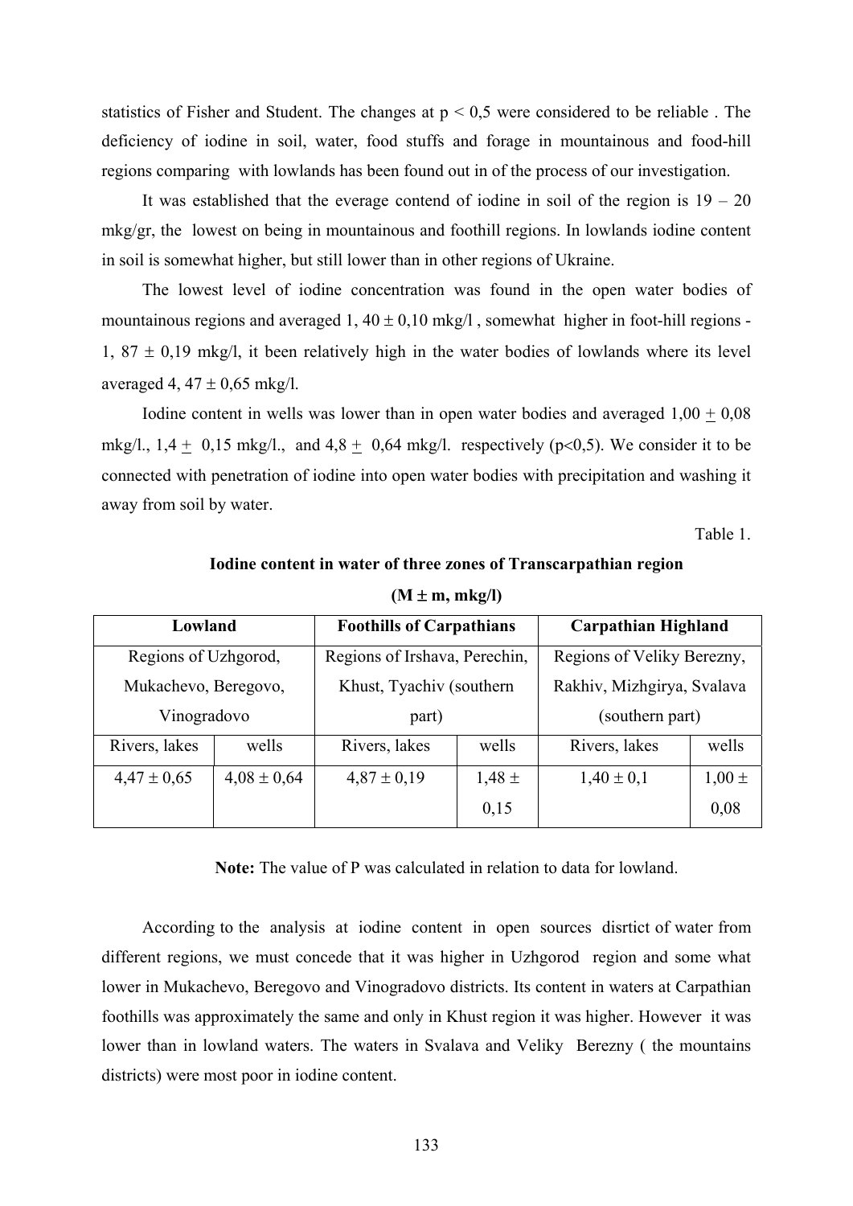statistics of Fisher and Student. The changes at $p < 0,5$ were considered to be reliable . The deficiency of iodine in soil, water, food stuffs and forage in mountainous and food-hill regions comparing with lowlands has been found out in of the process of our investigation.

It was established that the everage contend of iodine in soil of the region is 19 – 20 mkg/gr, the lowest on being in mountainous and foothill regions. In lowlands iodine content in soil is somewhat higher, but still lower than in other regions of Ukraine.

The lowest level of iodine concentration was found in the open water bodies of mountainous regions and averaged 1, 40 ± 0,10 mkg/l , somewhat higher in foot-hill regions - 1, 87 ± 0,19 mkg/l, it been relatively high in the water bodies of lowlands where its level averaged 4, 47 ± 0,65 mkg/l.

Iodine content in wells was lower than in open water bodies and averaged 1,00 ± 0,08 mkg/l., 1,4 ± 0,15 mkg/l., and 4,8 ± 0,64 mkg/l. respectively ($p<0,5$). We consider it to be connected with penetration of iodine into open water bodies with precipitation and washing it away from soil by water.

Table 1.

**Iodine content in water of three zones of Transcarpathian region**

**(M ± m, mkg/l)**

| **Lowland** | | **Foothills of Carpathians** | | **Carpathian Highland** | |
|---|---|---|---|---|---|
| Regions of Uzhgorod, Mukachevo, Beregovo, Vinogradovo | | Regions of Irshava, Perechin, Khust, Tyachiv (southern part) | | Regions of Veliky Berezny, Rakhiv, Mizhgirya, Svalava (southern part) | |
| Rivers, lakes | wells | Rivers, lakes | wells | Rivers, lakes | wells |
| 4,47 ± 0,65 | 4,08 ± 0,64 | 4,87 ± 0,19 | 1,48 ± 0,15 | 1,40 ± 0,1 | 1,00 ± 0,08 |

**Note:** The value of P was calculated in relation to data for lowland.

According to the analysis at iodine content in open sources disrtict of water from different regions, we must concede that it was higher in Uzhgorod region and some what lower in Mukachevo, Beregovo and Vinogradovo districts. Its content in waters at Carpathian foothills was approximately the same and only in Khust region it was higher. However it was lower than in lowland waters. The waters in Svalava and Veliky Berezny ( the mountains districts) were most poor in iodine content.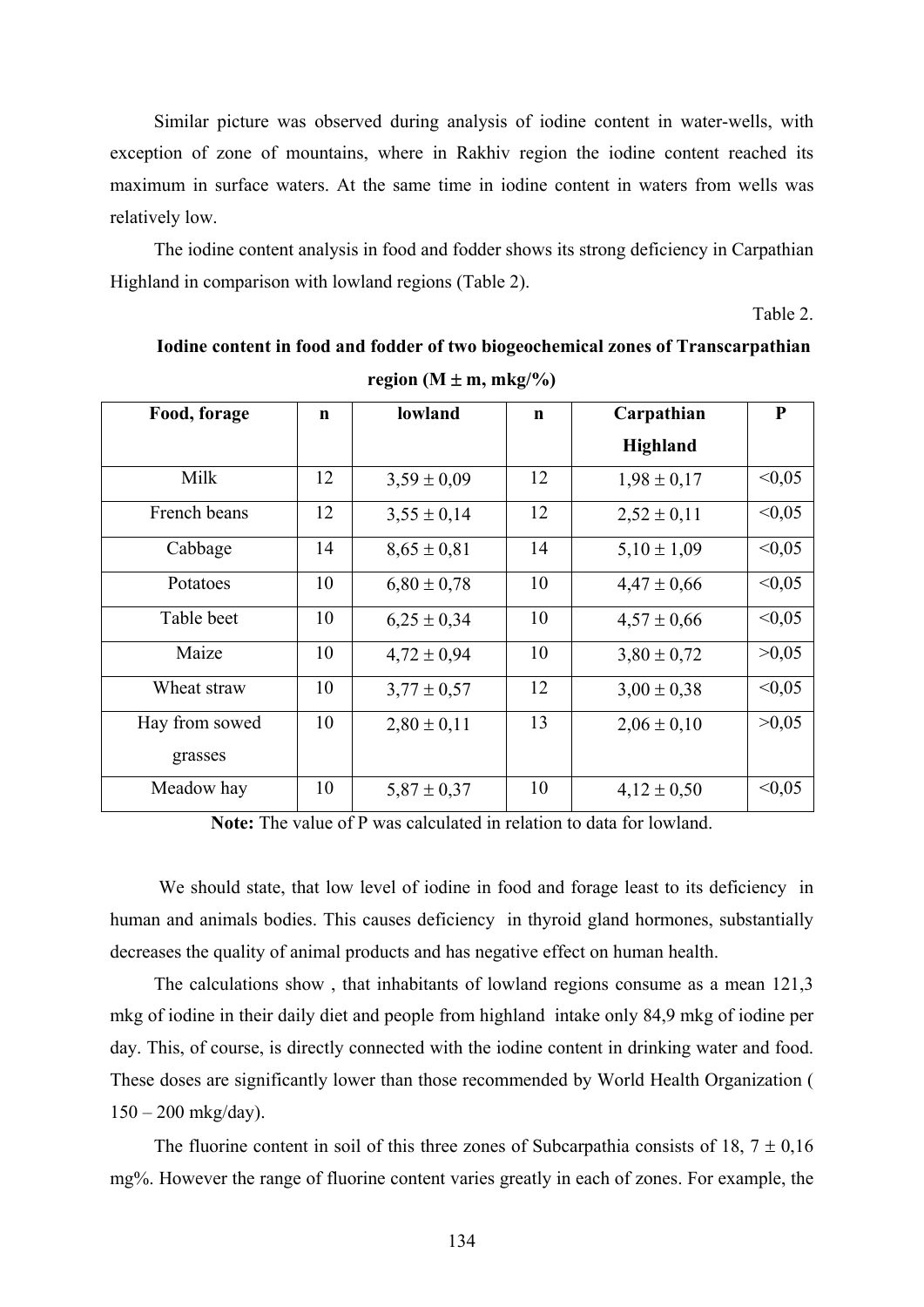Similar picture was observed during analysis of iodine content in water-wells, with exception of zone of mountains, where in Rakhiv region the iodine content reached its maximum in surface waters. At the same time in iodine content in waters from wells was relatively low.

The iodine content analysis in food and fodder shows its strong deficiency in Carpathian Highland in comparison with lowland regions (Table 2).

Table 2.

**Iodine content in food and fodder of two biogeochemical zones of Transcarpathian region (M ± m, mkg/%)**

| Food, forage | n | lowland | n | Carpathian Highland | P |
|---|---|---|---|---|---|
| Milk | 12 | 3,59 ± 0,09 | 12 | 1,98 ± 0,17 | <0,05 |
| French beans | 12 | 3,55 ± 0,14 | 12 | 2,52 ± 0,11 | <0,05 |
| Cabbage | 14 | 8,65 ± 0,81 | 14 | 5,10 ± 1,09 | <0,05 |
| Potatoes | 10 | 6,80 ± 0,78 | 10 | 4,47 ± 0,66 | <0,05 |
| Table beet | 10 | 6,25 ± 0,34 | 10 | 4,57 ± 0,66 | <0,05 |
| Maize | 10 | 4,72 ± 0,94 | 10 | 3,80 ± 0,72 | >0,05 |
| Wheat straw | 10 | 3,77 ± 0,57 | 12 | 3,00 ± 0,38 | <0,05 |
| Hay from sowed grasses | 10 | 2,80 ± 0,11 | 13 | 2,06 ± 0,10 | >0,05 |
| Meadow hay | 10 | 5,87 ± 0,37 | 10 | 4,12 ± 0,50 | <0,05 |

**Note:** The value of P was calculated in relation to data for lowland.

We should state, that low level of iodine in food and forage least to its deficiency in human and animals bodies. This causes deficiency in thyroid gland hormones, substantially decreases the quality of animal products and has negative effect on human health.

The calculations show , that inhabitants of lowland regions consume as a mean 121,3 mkg of iodine in their daily diet and people from highland intake only 84,9 mkg of iodine per day. This, of course, is directly connected with the iodine content in drinking water and food. These doses are significantly lower than those recommended by World Health Organization ( 150 – 200 mkg/day).

The fluorine content in soil of this three zones of Subcarpathia consists of 18, 7 ± 0,16 mg%. However the range of fluorine content varies greatly in each of zones. For example, the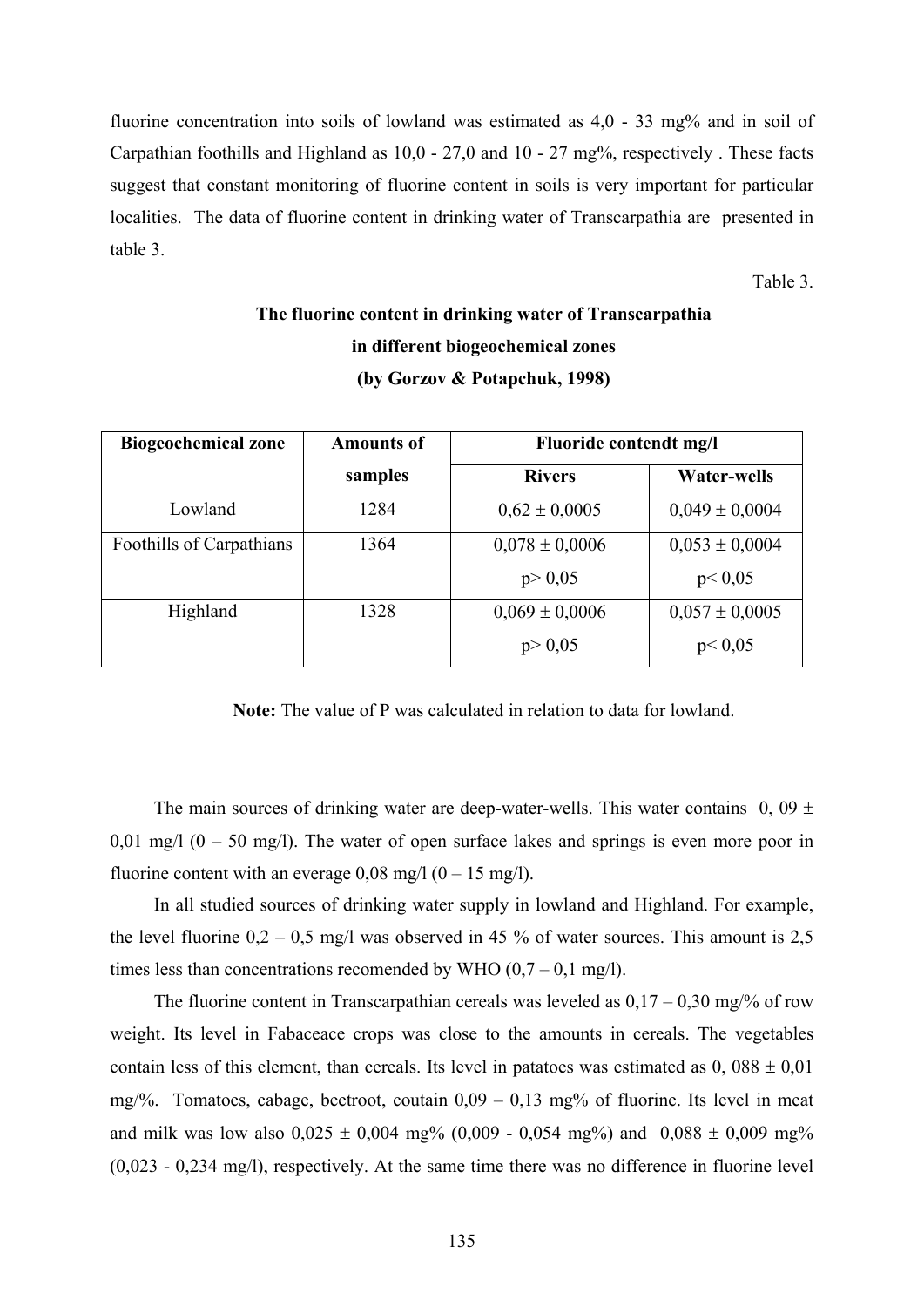fluorine concentration into soils of lowland was estimated as 4,0 - 33 mg% and in soil of Carpathian foothills and Highland as 10,0 - 27,0 and 10 - 27 mg%, respectively . These facts suggest that constant monitoring of fluorine content in soils is very important for particular localities. The data of fluorine content in drinking water of Transcarpathia are presented in table 3.

Table 3.

**The fluorine content in drinking water of Transcarpathia in different biogeochemical zones (by Gorzov & Potapchuk, 1998)**

| Biogeochemical zone | Amounts of samples | Fluoride contendt mg/l | |
|---|---|---|---|
| | | Rivers | Water-wells |
| Lowland | 1284 | 0,62 ± 0,0005 | 0,049 ± 0,0004 |
| Foothills of Carpathians | 1364 | 0,078 ± 0,0006<br>p> 0,05 | 0,053 ± 0,0004<br>p< 0,05 |
| Highland | 1328 | 0,069 ± 0,0006<br>p> 0,05 | 0,057 ± 0,0005<br>p< 0,05 |

**Note:** The value of P was calculated in relation to data for lowland.

The main sources of drinking water are deep-water-wells. This water contains 0, 09 ± 0,01 mg/l (0 – 50 mg/l). The water of open surface lakes and springs is even more poor in fluorine content with an everage 0,08 mg/l (0 – 15 mg/l).

In all studied sources of drinking water supply in lowland and Highland. For example, the level fluorine 0,2 – 0,5 mg/l was observed in 45 % of water sources. This amount is 2,5 times less than concentrations recomended by WHO (0,7 – 0,1 mg/l).

The fluorine content in Transcarpathian cereals was leveled as 0,17 – 0,30 mg/% of row weight. Its level in Fabaceace crops was close to the amounts in cereals. The vegetables contain less of this element, than cereals. Its level in patatoes was estimated as 0, 088 ± 0,01 mg/%. Tomatoes, cabage, beetroot, coutain 0,09 – 0,13 mg% of fluorine. Its level in meat and milk was low also 0,025 ± 0,004 mg% (0,009 - 0,054 mg%) and 0,088 ± 0,009 mg% (0,023 - 0,234 mg/l), respectively. At the same time there was no difference in fluorine level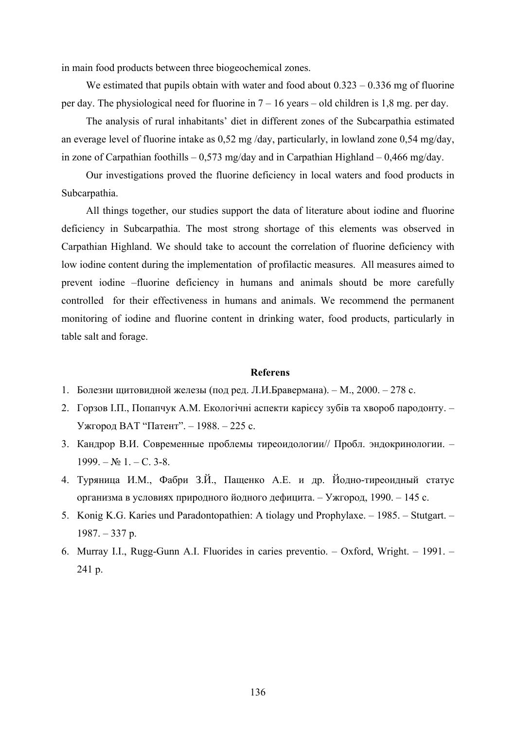in main food products between three biogeochemical zones.

We estimated that pupils obtain with water and food about 0.323 – 0.336 mg of fluorine per day. The physiological need for fluorine in 7 – 16 years – old children is 1,8 mg. per day.

The analysis of rural inhabitants' diet in different zones of the Subcarpathia estimated an everage level of fluorine intake as 0,52 mg /day, particularly, in lowland zone 0,54 mg/day, in zone of Carpathian foothills – 0,573 mg/day and in Carpathian Highland – 0,466 mg/day.

Our investigations proved the fluorine deficiency in local waters and food products in Subcarpathia.

All things together, our studies support the data of literature about iodine and fluorine deficiency in Subcarpathia. The most strong shortage of this elements was observed in Carpathian Highland. We should take to account the correlation of fluorine deficiency with low iodine content during the implementation of profilactic measures. All measures aimed to prevent iodine –fluorine deficiency in humans and animals shoutd be more carefully controlled for their effectiveness in humans and animals. We recommend the permanent monitoring of iodine and fluorine content in drinking water, food products, particularly in table salt and forage.

**Referens**

1. Болезни щитовидной железы (под ред. Л.И.Бравермана). – М., 2000. – 278 с.
2. Горзов І.П., Попапчук А.М. Екологічні аспекти карієсу зубів та хвороб пародонту. – Ужгород ВАТ "Патент". – 1988. – 225 с.
3. Кандрор В.И. Современные проблемы тиреоидологии// Пробл. эндокринологии. – 1999. – № 1. – С. 3-8.
4. Туряница И.М., Фабри З.Й., Пащенко А.Е. и др. Йодно-тиреоидный статус организма в условиях природного йодного дефицита. – Ужгород, 1990. – 145 с.
5. Konig K.G. Karies und Paradontopathien: A tiolagy und Prophylaxe. – 1985. – Stutgart. – 1987. – 337 p.
6. Murray I.I., Rugg-Gunn A.I. Fluorides in caries preventio. – Oxford, Wright. – 1991. – 241 p.